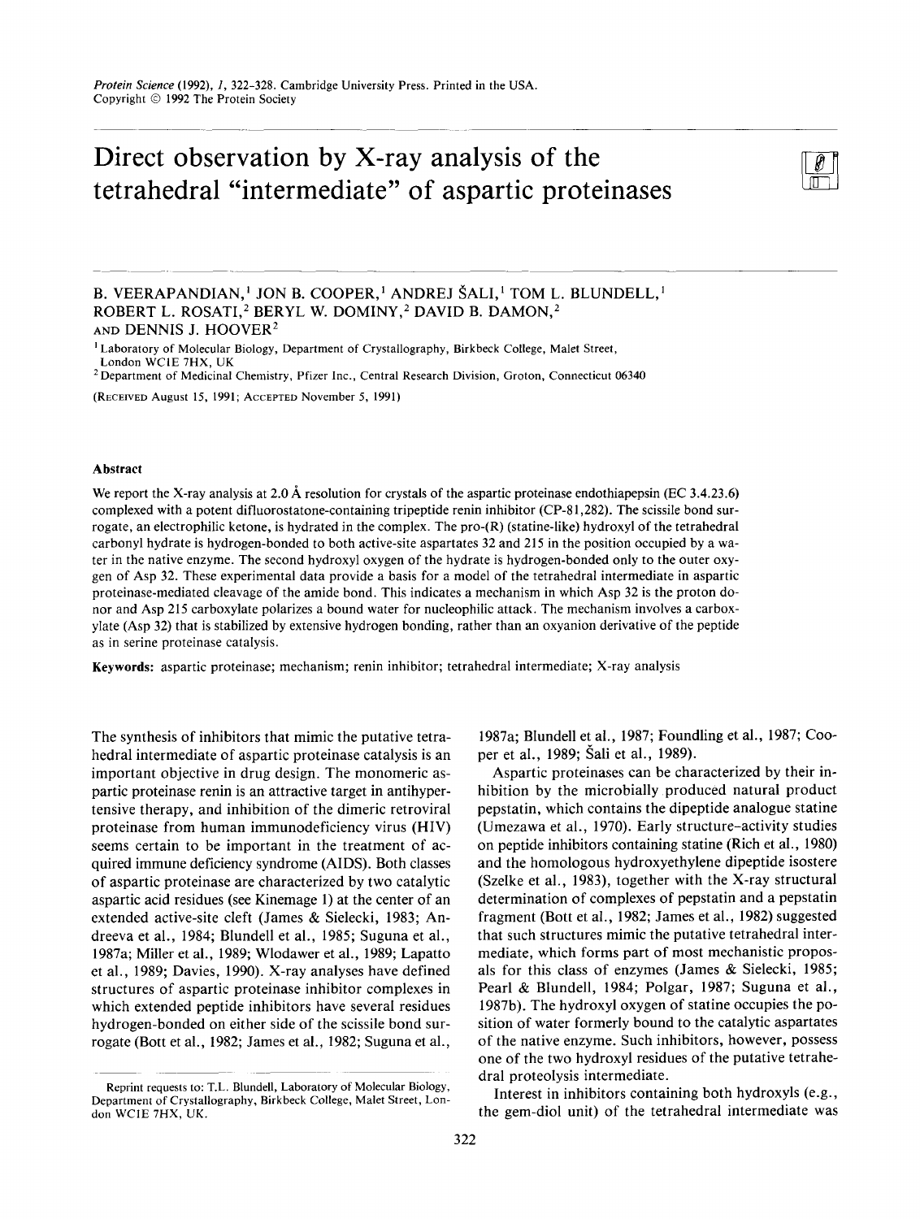Protein Science (1992), 1, 322-328. Cambridge University Press. Printed in the USA.
Copyright © 1992 The Protein Society

# Direct observation by X-ray analysis of the tetrahedral "intermediate" of aspartic proteinases

B. VEERAPANDIAN,[1] JON B. COOPER,[1] ANDREJ ŠALI,[1] TOM L. BLUNDELL,[1] ROBERT L. ROSATI,[2] BERYL W. DOMINY,[2] DAVID B. DAMON,[2] AND DENNIS J. HOOVER[2]

[1] Laboratory of Molecular Biology, Department of Crystallography, Birkbeck College, Malet Street, London WC1E 7HX, UK
[2] Department of Medicinal Chemistry, Pfizer Inc., Central Research Division, Groton, Connecticut 06340

(RECEIVED August 15, 1991; ACCEPTED November 5, 1991)

## Abstract

We report the X-ray analysis at 2.0 Å resolution for crystals of the aspartic proteinase endothiapepsin (EC 3.4.23.6) complexed with a potent difluorostatone-containing tripeptide renin inhibitor (CP-81,282). The scissile bond surrogate, an electrophilic ketone, is hydrated in the complex. The pro-(R) (statine-like) hydroxyl of the tetrahedral carbonyl hydrate is hydrogen-bonded to both active-site aspartates 32 and 215 in the position occupied by a water in the native enzyme. The second hydroxyl oxygen of the hydrate is hydrogen-bonded only to the outer oxygen of Asp 32. These experimental data provide a basis for a model of the tetrahedral intermediate in aspartic proteinase-mediated cleavage of the amide bond. This indicates a mechanism in which Asp 32 is the proton donor and Asp 215 carboxylate polarizes a bound water for nucleophilic attack. The mechanism involves a carboxylate (Asp 32) that is stabilized by extensive hydrogen bonding, rather than an oxyanion derivative of the peptide as in serine proteinase catalysis.

**Keywords:** aspartic proteinase; mechanism; renin inhibitor; tetrahedral intermediate; X-ray analysis

The synthesis of inhibitors that mimic the putative tetrahedral intermediate of aspartic proteinase catalysis is an important objective in drug design. The monomeric aspartic proteinase renin is an attractive target in antihypertensive therapy, and inhibition of the dimeric retroviral proteinase from human immunodeficiency virus (HIV) seems certain to be important in the treatment of acquired immune deficiency syndrome (AIDS). Both classes of aspartic proteinase are characterized by two catalytic aspartic acid residues (see Kinemage 1) at the center of an extended active-site cleft (James & Sielecki, 1983; Andreeva et al., 1984; Blundell et al., 1985; Suguna et al., 1987a; Miller et al., 1989; Wlodawer et al., 1989; Lapatto et al., 1989; Davies, 1990). X-ray analyses have defined structures of aspartic proteinase inhibitor complexes in which extended peptide inhibitors have several residues hydrogen-bonded on either side of the scissile bond surrogate (Bott et al., 1982; James et al., 1982; Suguna et al., 1987a; Blundell et al., 1987; Foundling et al., 1987; Cooper et al., 1989; Šali et al., 1989).

Aspartic proteinases can be characterized by their inhibition by the microbially produced natural product pepstatin, which contains the dipeptide analogue statine (Umezawa et al., 1970). Early structure-activity studies on peptide inhibitors containing statine (Rich et al., 1980) and the homologous hydroxyethylene dipeptide isostere (Szelke et al., 1983), together with the X-ray structural determination of complexes of pepstatin and a pepstatin fragment (Bott et al., 1982; James et al., 1982) suggested that such structures mimic the putative tetrahedral intermediate, which forms part of most mechanistic proposals for this class of enzymes (James & Sielecki, 1985; Pearl & Blundell, 1984; Polgar, 1987; Suguna et al., 1987b). The hydroxyl oxygen of statine occupies the position of water formerly bound to the catalytic aspartates of the native enzyme. Such inhibitors, however, possess one of the two hydroxyl residues of the putative tetrahedral proteolysis intermediate.

Interest in inhibitors containing both hydroxyls (e.g., the gem-diol unit) of the tetrahedral intermediate was

Reprint requests to: T.L. Blundell, Laboratory of Molecular Biology, Department of Crystallography, Birkbeck College, Malet Street, London WC1E 7HX, UK.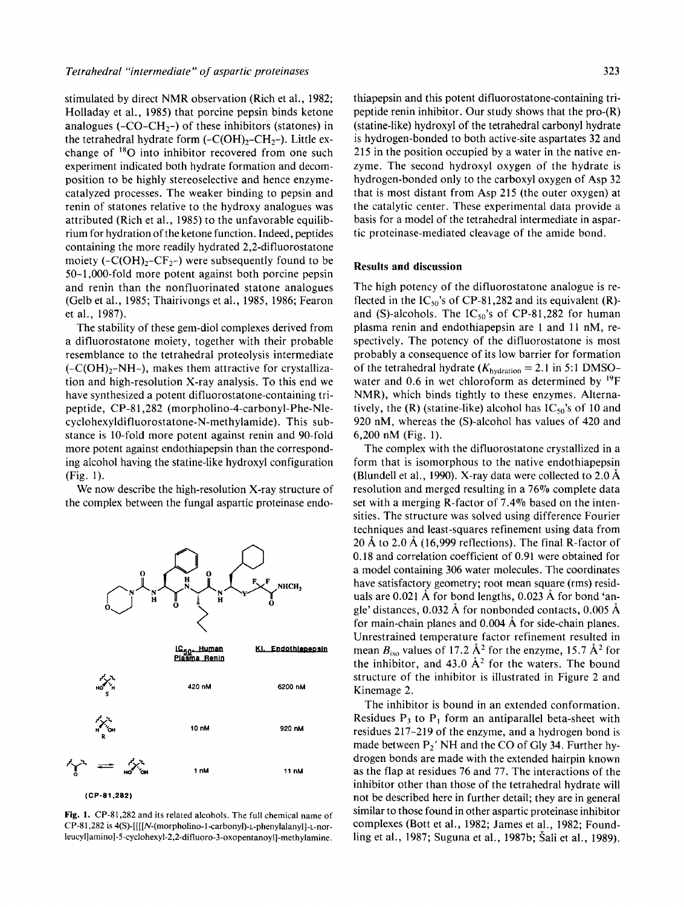stimulated by direct NMR observation (Rich et al., 1982; Holladay et al., 1985) that porcine pepsin binds ketone analogues ($-CO-CH_2-$) of these inhibitors (statones) in the tetrahedral hydrate form ($-C(OH)_2-CH_2-$). Little exchange of $^{18}O$ into inhibitor recovered from one such experiment indicated both hydrate formation and decomposition to be highly stereoselective and hence enzyme-catalyzed processes. The weaker binding to pepsin and renin of statones relative to the hydroxy analogues was attributed (Rich et al., 1985) to the unfavorable equilibrium for hydration of the ketone function. Indeed, peptides containing the more readily hydrated 2,2-difluorostatone moiety ($-C(OH)_2-CF_2-$) were subsequently found to be 50–1,000-fold more potent against both porcine pepsin and renin than the nonfluorinated statone analogues (Gelb et al., 1985; Thairivongs et al., 1985, 1986; Fearon et al., 1987).

The stability of these gem-diol complexes derived from a difluorostatone moiety, together with their probable resemblance to the tetrahedral proteolysis intermediate ($-C(OH)_2-NH-$), makes them attractive for crystallization and high-resolution X-ray analysis. To this end we have synthesized a potent difluorostatone-containing tripeptide, CP-81,282 (morpholino-4-carbonyl-Phe-Nle-cyclohexyldifluorostatone-N-methylamide). This substance is 10-fold more potent against renin and 90-fold more potent against endothiapepsin than the corresponding alcohol having the statine-like hydroxyl configuration (Fig. 1).

We now describe the high-resolution X-ray structure of the complex between the fungal aspartic proteinase endothiapepsin and this potent difluorostatone-containing tripeptide renin inhibitor. Our study shows that the pro-(R) (statine-like) hydroxyl of the tetrahedral carbonyl hydrate is hydrogen-bonded to both active-site aspartates 32 and 215 in the position occupied by a water in the native enzyme. The second hydroxyl oxygen of the hydrate is hydrogen-bonded only to the carboxyl oxygen of Asp 32 that is most distant from Asp 215 (the outer oxygen) at the catalytic center. These experimental data provide a basis for a model of the tetrahedral intermediate in aspartic proteinase-mediated cleavage of the amide bond.

| Y | $IC_{50}$, Human Plasma Renin | Ki, Endothiapepsin |
|---|---|---|
| S (HO, H) | 420 nM | 6200 nM |
| R (H, OH) | 10 nM | 920 nM |
| C=O ⇌ C(OH)$_2$ (CP-81,282) | 1 nM | 11 nM |

**Fig. 1.** CP-81,282 and its related alcohols. The full chemical name of CP-81,282 is 4(S)-[[[N-(morpholino-1-carbonyl)-L-phenylalanyl]-L-norleucyl]amino]-5-cyclohexyl-2,2-difluoro-3-oxopentanoyl]-methylamine.

## Results and discussion

The high potency of the difluorostatone analogue is reflected in the $IC_{50}$'s of CP-81,282 and its equivalent (R)- and (S)-alcohols. The $IC_{50}$'s of CP-81,282 for human plasma renin and endothiapepsin are 1 and 11 nM, respectively. The potency of the difluorostatone is most probably a consequence of its low barrier for formation of the tetrahedral hydrate ($K_{hydration}$ = 2.1 in 5:1 DMSO–water and 0.6 in wet chloroform as determined by $^{19}F$ NMR), which binds tightly to these enzymes. Alternatively, the (R) (statine-like) alcohol has $IC_{50}$'s of 10 and 920 nM, whereas the (S)-alcohol has values of 420 and 6,200 nM (Fig. 1).

The complex with the difluorostatone crystallized in a form that is isomorphous to the native endothiapepsin (Blundell et al., 1990). X-ray data were collected to 2.0 Å resolution and merged resulting in a 76% complete data set with a merging R-factor of 7.4% based on the intensities. The structure was solved using difference Fourier techniques and least-squares refinement using data from 20 Å to 2.0 Å (16,999 reflections). The final R-factor of 0.18 and correlation coefficient of 0.91 were obtained for a model containing 306 water molecules. The coordinates have satisfactory geometry; root mean square (rms) residuals are 0.021 Å for bond lengths, 0.023 Å for bond 'angle' distances, 0.032 Å for nonbonded contacts, 0.005 Å for main-chain planes and 0.004 Å for side-chain planes. Unrestrained temperature factor refinement resulted in mean $B_{iso}$ values of 17.2 $Å^2$ for the enzyme, 15.7 $Å^2$ for the inhibitor, and 43.0 $Å^2$ for the waters. The bound structure of the inhibitor is illustrated in Figure 2 and Kinemage 2.

The inhibitor is bound in an extended conformation. Residues $P_3$ to $P_1$ form an antiparallel beta-sheet with residues 217–219 of the enzyme, and a hydrogen bond is made between $P_2'$ NH and the CO of Gly 34. Further hydrogen bonds are made with the extended hairpin known as the flap at residues 76 and 77. The interactions of the inhibitor other than those of the tetrahedral hydrate will not be described here in further detail; they are in general similar to those found in other aspartic proteinase inhibitor complexes (Bott et al., 1982; James et al., 1982; Foundling et al., 1987; Suguna et al., 1987b; Šali et al., 1989).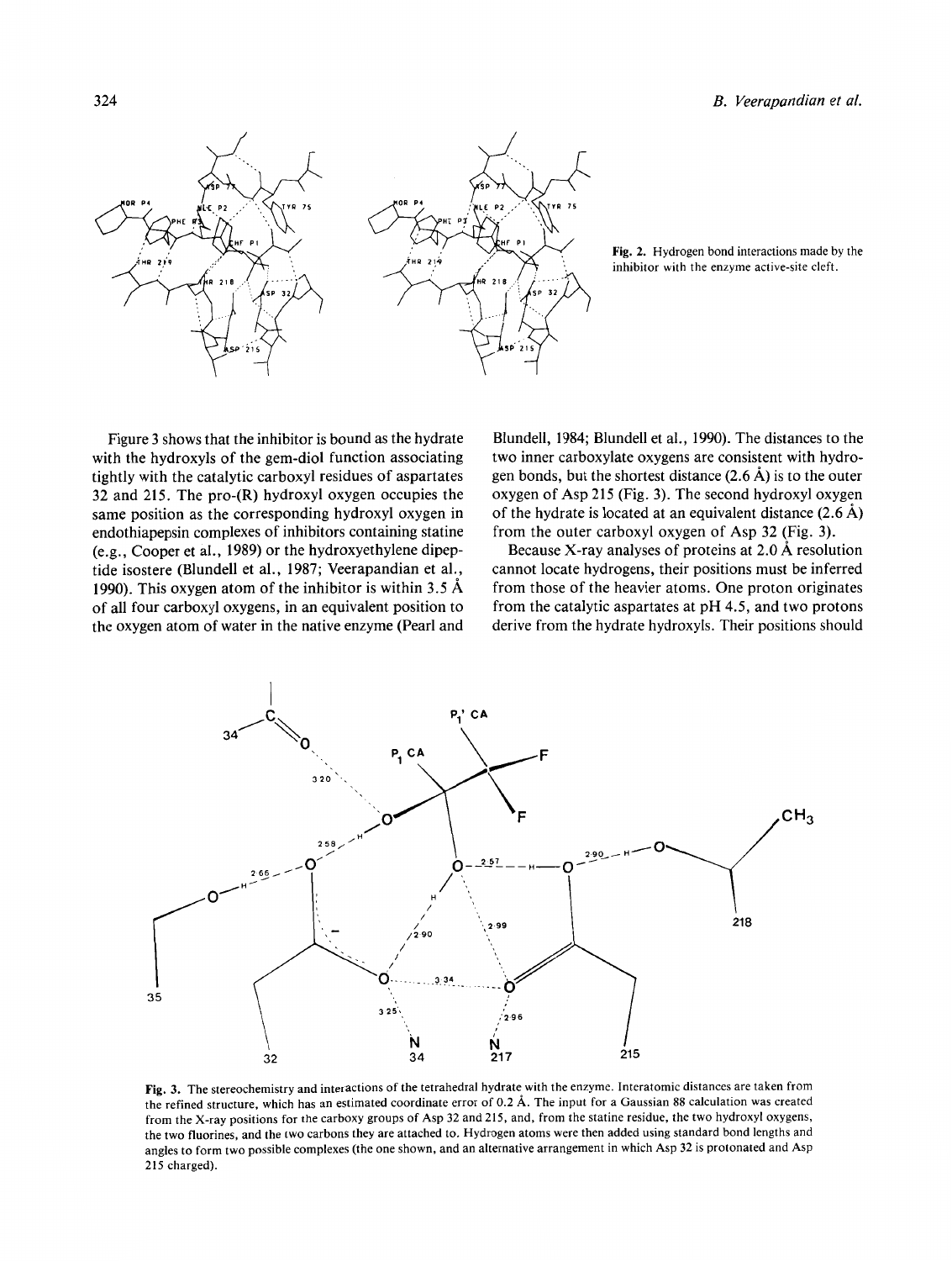Fig. 2. Hydrogen bond interactions made by the inhibitor with the enzyme active-site cleft.

Figure 3 shows that the inhibitor is bound as the hydrate with the hydroxyls of the gem-diol function associating tightly with the catalytic carboxyl residues of aspartates 32 and 215. The pro-(R) hydroxyl oxygen occupies the same position as the corresponding hydroxyl oxygen in endothiapepsin complexes of inhibitors containing statine (e.g., Cooper et al., 1989) or the hydroxyethylene dipeptide isostere (Blundell et al., 1987; Veerapandian et al., 1990). This oxygen atom of the inhibitor is within 3.5 Å of all four carboxyl oxygens, in an equivalent position to the oxygen atom of water in the native enzyme (Pearl and Blundell, 1984; Blundell et al., 1990). The distances to the two inner carboxylate oxygens are consistent with hydrogen bonds, but the shortest distance (2.6 Å) is to the outer oxygen of Asp 215 (Fig. 3). The second hydroxyl oxygen of the hydrate is located at an equivalent distance (2.6 Å) from the outer carboxyl oxygen of Asp 32 (Fig. 3).

Because X-ray analyses of proteins at 2.0 Å resolution cannot locate hydrogens, their positions must be inferred from those of the heavier atoms. One proton originates from the catalytic aspartates at pH 4.5, and two protons derive from the hydrate hydroxyls. Their positions should

Fig. 3. The stereochemistry and interactions of the tetrahedral hydrate with the enzyme. Interatomic distances are taken from the refined structure, which has an estimated coordinate error of 0.2 Å. The input for a Gaussian 88 calculation was created from the X-ray positions for the carboxy groups of Asp 32 and 215, and, from the statine residue, the two hydroxyl oxygens, the two fluorines, and the two carbons they are attached to. Hydrogen atoms were then added using standard bond lengths and angles to form two possible complexes (the one shown, and an alternative arrangement in which Asp 32 is protonated and Asp 215 charged).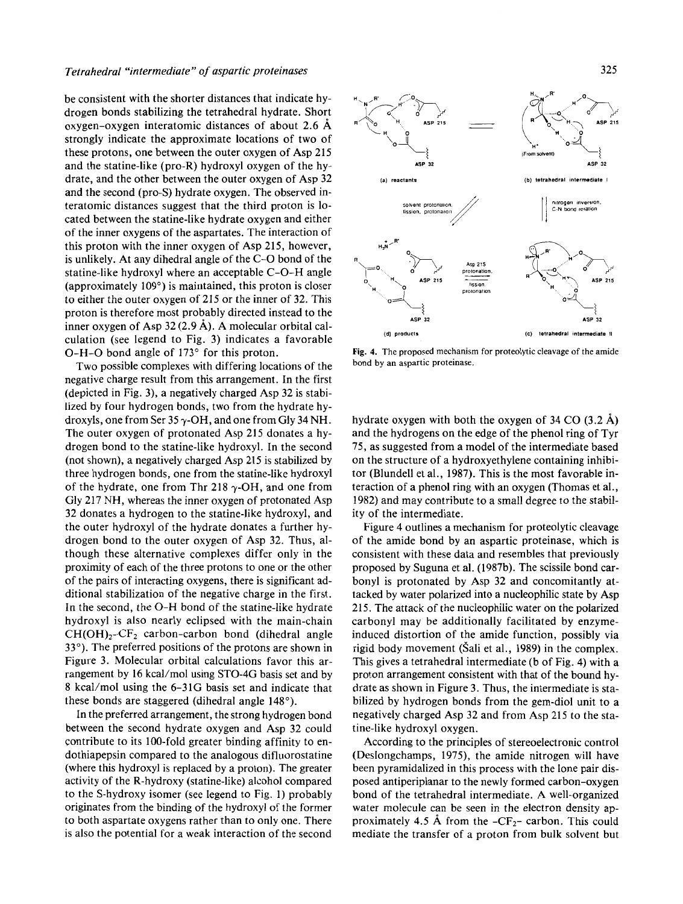be consistent with the shorter distances that indicate hydrogen bonds stabilizing the tetrahedral hydrate. Short oxygen-oxygen interatomic distances of about 2.6 Å strongly indicate the approximate locations of two of these protons, one between the outer oxygen of Asp 215 and the statine-like (pro-R) hydroxyl oxygen of the hydrate, and the other between the outer oxygen of Asp 32 and the second (pro-S) hydrate oxygen. The observed interatomic distances suggest that the third proton is located between the statine-like hydrate oxygen and either of the inner oxygens of the aspartates. The interaction of this proton with the inner oxygen of Asp 215, however, is unlikely. At any dihedral angle of the C-O bond of the statine-like hydroxyl where an acceptable C-O-H angle (approximately 109°) is maintained, this proton is closer to either the outer oxygen of 215 or the inner of 32. This proton is therefore most probably directed instead to the inner oxygen of Asp 32 (2.9 Å). A molecular orbital calculation (see legend to Fig. 3) indicates a favorable O-H-O bond angle of 173° for this proton.

Two possible complexes with differing locations of the negative charge result from this arrangement. In the first (depicted in Fig. 3), a negatively charged Asp 32 is stabilized by four hydrogen bonds, two from the hydrate hydroxyls, one from Ser 35 γ-OH, and one from Gly 34 NH. The outer oxygen of protonated Asp 215 donates a hydrogen bond to the statine-like hydroxyl. In the second (not shown), a negatively charged Asp 215 is stabilized by three hydrogen bonds, one from the statine-like hydroxyl of the hydrate, one from Thr 218 γ-OH, and one from Gly 217 NH, whereas the inner oxygen of protonated Asp 32 donates a hydrogen to the statine-like hydroxyl, and the outer hydroxyl of the hydrate donates a further hydrogen bond to the outer oxygen of Asp 32. Thus, although these alternative complexes differ only in the proximity of each of the three protons to one or the other of the pairs of interacting oxygens, there is significant additional stabilization of the negative charge in the first. In the second, the O-H bond of the statine-like hydrate hydroxyl is also nearly eclipsed with the main-chain $CH(OH)_2$-$CF_2$ carbon-carbon bond (dihedral angle 33°). The preferred positions of the protons are shown in Figure 3. Molecular orbital calculations favor this arrangement by 16 kcal/mol using STO-4G basis set and by 8 kcal/mol using the 6-31G basis set and indicate that these bonds are staggered (dihedral angle 148°).

In the preferred arrangement, the strong hydrogen bond between the second hydrate oxygen and Asp 32 could contribute to its 100-fold greater binding affinity to endothiapepsin compared to the analogous difluorostatine (where this hydroxyl is replaced by a proton). The greater activity of the R-hydroxy (statine-like) alcohol compared to the S-hydroxy isomer (see legend to Fig. 1) probably originates from the binding of the hydroxyl of the former to both aspartate oxygens rather than to only one. There is also the potential for a weak interaction of the second hydrate oxygen with both the oxygen of 34 CO (3.2 Å) and the hydrogens on the edge of the phenol ring of Tyr 75, as suggested from a model of the intermediate based on the structure of a hydroxyethylene containing inhibitor (Blundell et al., 1987). This is the most favorable interaction of a phenol ring with an oxygen (Thomas et al., 1982) and may contribute to a small degree to the stability of the intermediate.

Fig. 4. The proposed mechanism for proteolytic cleavage of the amide bond by an aspartic proteinase.

Figure 4 outlines a mechanism for proteolytic cleavage of the amide bond by an aspartic proteinase, which is consistent with these data and resembles that previously proposed by Suguna et al. (1987b). The scissile bond carbonyl is protonated by Asp 32 and concomitantly attacked by water polarized into a nucleophilic state by Asp 215. The attack of the nucleophilic water on the polarized carbonyl may be additionally facilitated by enzyme-induced distortion of the amide function, possibly via rigid body movement (Šali et al., 1989) in the complex. This gives a tetrahedral intermediate (b of Fig. 4) with a proton arrangement consistent with that of the bound hydrate as shown in Figure 3. Thus, the intermediate is stabilized by hydrogen bonds from the gem-diol unit to a negatively charged Asp 32 and from Asp 215 to the statine-like hydroxyl oxygen.

According to the principles of stereoelectronic control (Deslongchamps, 1975), the amide nitrogen will have been pyramidalized in this process with the lone pair disposed antiperiplanar to the newly formed carbon-oxygen bond of the tetrahedral intermediate. A well-organized water molecule can be seen in the electron density approximately 4.5 Å from the $-CF_2-$ carbon. This could mediate the transfer of a proton from bulk solvent but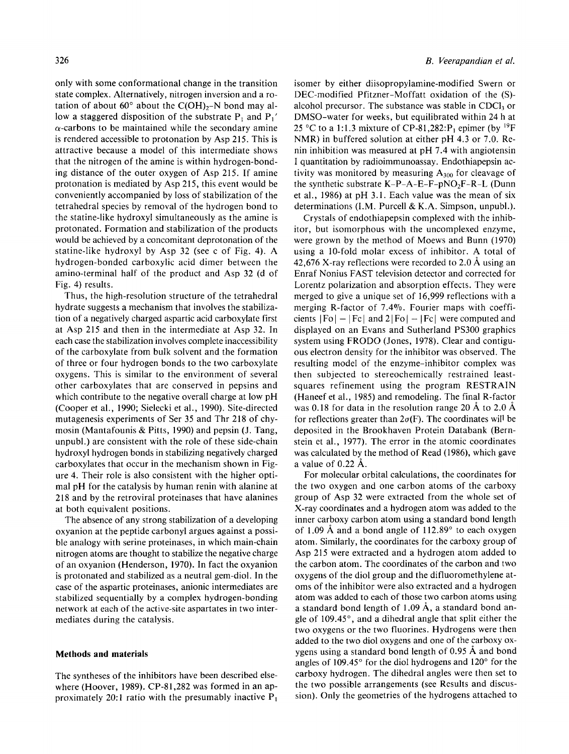only with some conformational change in the transition state complex. Alternatively, nitrogen inversion and a rotation of about 60° about the $C(OH)_2$–N bond may allow a staggered disposition of the substrate $P_1$ and $P_1'$ α-carbons to be maintained while the secondary amine is rendered accessible to protonation by Asp 215. This is attractive because a model of this intermediate shows that the nitrogen of the amine is within hydrogen-bonding distance of the outer oxygen of Asp 215. If amine protonation is mediated by Asp 215, this event would be conveniently accompanied by loss of stabilization of the tetrahedral species by removal of the hydrogen bond to the statine-like hydroxyl simultaneously as the amine is protonated. Formation and stabilization of the products would be achieved by a concomitant deprotonation of the statine-like hydroxyl by Asp 32 (see c of Fig. 4). A hydrogen-bonded carboxylic acid dimer between the amino-terminal half of the product and Asp 32 (d of Fig. 4) results.

Thus, the high-resolution structure of the tetrahedral hydrate suggests a mechanism that involves the stabilization of a negatively charged aspartic acid carboxylate first at Asp 215 and then in the intermediate at Asp 32. In each case the stabilization involves complete inaccessibility of the carboxylate from bulk solvent and the formation of three or four hydrogen bonds to the two carboxylate oxygens. This is similar to the environment of several other carboxylates that are conserved in pepsins and which contribute to the negative overall charge at low pH (Cooper et al., 1990; Sielecki et al., 1990). Site-directed mutagenesis experiments of Ser 35 and Thr 218 of chymosin (Mantafounis & Pitts, 1990) and pepsin (J. Tang, unpubl.) are consistent with the role of these side-chain hydroxyl hydrogen bonds in stabilizing negatively charged carboxylates that occur in the mechanism shown in Figure 4. Their role is also consistent with the higher optimal pH for the catalysis by human renin with alanine at 218 and by the retroviral proteinases that have alanines at both equivalent positions.

The absence of any strong stabilization of a developing oxyanion at the peptide carbonyl argues against a possible analogy with serine proteinases, in which main-chain nitrogen atoms are thought to stabilize the negative charge of an oxyanion (Henderson, 1970). In fact the oxyanion is protonated and stabilized as a neutral gem-diol. In the case of the aspartic proteinases, anionic intermediates are stabilized sequentially by a complex hydrogen-bonding network at each of the active-site aspartates in two intermediates during the catalysis.

## Methods and materials

The syntheses of the inhibitors have been described elsewhere (Hoover, 1989). CP-81,282 was formed in an approximately 20:1 ratio with the presumably inactive $P_1$ isomer by either diisopropylamine-modified Swern or DEC-modified Pfitzner-Moffatt oxidation of the (S)-alcohol precursor. The substance was stable in $CDCl_3$ or DMSO–water for weeks, but equilibrated within 24 h at 25 °C to a 1:1.3 mixture of CP-81,282:$P_1$ epimer (by $^{19}F$ NMR) in buffered solution at either pH 4.3 or 7.0. Renin inhibition was measured at pH 7.4 with angiotensin I quantitation by radioimmunoassay. Endothiapepsin activity was monitored by measuring $A_{300}$ for cleavage of the synthetic substrate K-P-A-E-F-p$NO_2$F-R-L (Dunn et al., 1986) at pH 3.1. Each value was the mean of six determinations (I.M. Purcell & K.A. Simpson, unpubl.).

Crystals of endothiapepsin complexed with the inhibitor, but isomorphous with the uncomplexed enzyme, were grown by the method of Moews and Bunn (1970) using a 10-fold molar excess of inhibitor. A total of 42,676 X-ray reflections were recorded to 2.0 Å using an Enraf Nonius FAST television detector and corrected for Lorentz polarization and absorption effects. They were merged to give a unique set of 16,999 reflections with a merging R-factor of 7.4%. Fourier maps with coefficients $|Fo| - |Fc|$ and $2|Fo| - |Fc|$ were computed and displayed on an Evans and Sutherland PS300 graphics system using FRODO (Jones, 1978). Clear and contiguous electron density for the inhibitor was observed. The resulting model of the enzyme–inhibitor complex was then subjected to stereochemically restrained least-squares refinement using the program RESTRAIN (Haneef et al., 1985) and remodeling. The final R-factor was 0.18 for data in the resolution range 20 Å to 2.0 Å for reflections greater than $2\sigma(F)$. The coordinates will be deposited in the Brookhaven Protein Databank (Bernstein et al., 1977). The error in the atomic coordinates was calculated by the method of Read (1986), which gave a value of 0.22 Å.

For molecular orbital calculations, the coordinates for the two oxygen and one carbon atoms of the carboxy group of Asp 32 were extracted from the whole set of X-ray coordinates and a hydrogen atom was added to the inner carboxy carbon atom using a standard bond length of 1.09 Å and a bond angle of 112.89° to each oxygen atom. Similarly, the coordinates for the carboxy group of Asp 215 were extracted and a hydrogen atom added to the carbon atom. The coordinates of the carbon and two oxygens of the diol group and the difluoromethylene atoms of the inhibitor were also extracted and a hydrogen atom was added to each of those two carbon atoms using a standard bond length of 1.09 Å, a standard bond angle of 109.45°, and a dihedral angle that split either the two oxygens or the two fluorines. Hydrogens were then added to the two diol oxygens and one of the carboxy oxygens using a standard bond length of 0.95 Å and bond angles of 109.45° for the diol hydrogens and 120° for the carboxy hydrogen. The dihedral angles were then set to the two possible arrangements (see Results and discussion). Only the geometries of the hydrogens attached to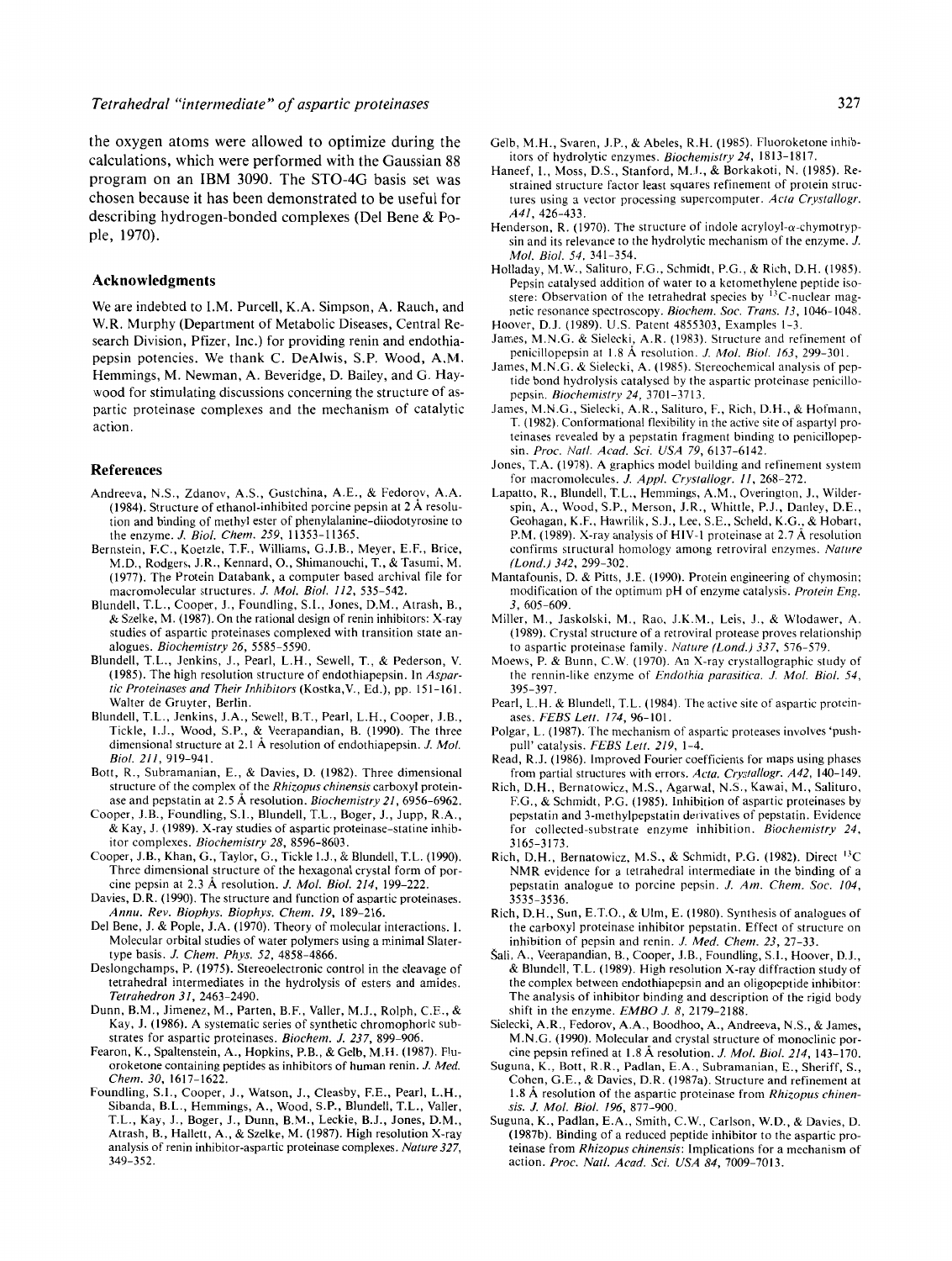the oxygen atoms were allowed to optimize during the calculations, which were performed with the Gaussian 88 program on an IBM 3090. The STO-4G basis set was chosen because it has been demonstrated to be useful for describing hydrogen-bonded complexes (Del Bene & Pople, 1970).

## Acknowledgments

We are indebted to I.M. Purcell, K.A. Simpson, A. Rauch, and W.R. Murphy (Department of Metabolic Diseases, Central Research Division, Pfizer, Inc.) for providing renin and endothiapepsin potencies. We thank C. DeAlwis, S.P. Wood, A.M. Hemmings, M. Newman, A. Beveridge, D. Bailey, and G. Haywood for stimulating discussions concerning the structure of aspartic proteinase complexes and the mechanism of catalytic action.

## References

Andreeva, N.S., Zdanov, A.S., Gustchina, A.E., & Fedorov, A.A. (1984). Structure of ethanol-inhibited porcine pepsin at 2 Å resolution and binding of methyl ester of phenylalanine-diiodotyrosine to the enzyme. *J. Biol. Chem. 259*, 11353–11365.

Bernstein, F.C., Koetzle, T.F., Williams, G.J.B., Meyer, E.F., Brice, M.D., Rodgers, J.R., Kennard, O., Shimanouchi, T., & Tasumi, M. (1977). The Protein Databank, a computer based archival file for macromolecular structures. *J. Mol. Biol. 112*, 535–542.

Blundell, T.L., Cooper, J., Foundling, S.I., Jones, D.M., Atrash, B., & Szelke, M. (1987). On the rational design of renin inhibitors: X-ray studies of aspartic proteinases complexed with transition state analogues. *Biochemistry 26*, 5585–5590.

Blundell, T.L., Jenkins, J., Pearl, L.H., Sewell, T., & Pederson, V. (1985). The high resolution structure of endothiapepsin. In *Aspartic Proteinases and Their Inhibitors* (Kostka, V., Ed.), pp. 151–161. Walter de Gruyter, Berlin.

Blundell, T.L., Jenkins, J.A., Sewell, B.T., Pearl, L.H., Cooper, J.B., Tickle, I.J., Wood, S.P., & Veerapandian, B. (1990). The three dimensional structure at 2.1 Å resolution of endothiapepsin. *J. Mol. Biol. 211*, 919–941.

Bott, R., Subramanian, E., & Davies, D. (1982). Three dimensional structure of the complex of the *Rhizopus chinensis* carboxyl proteinase and pepstatin at 2.5 Å resolution. *Biochemistry 21*, 6956–6962.

Cooper, J.B., Foundling, S.I., Blundell, T.L., Boger, J., Jupp, R.A., & Kay, J. (1989). X-ray studies of aspartic proteinase–statine inhibitor complexes. *Biochemistry 28*, 8596–8603.

Cooper, J.B., Khan, G., Taylor, G., Tickle I.J., & Blundell, T.L. (1990). Three dimensional structure of the hexagonal crystal form of porcine pepsin at 2.3 Å resolution. *J. Mol. Biol. 214*, 199–222.

Davies, D.R. (1990). The structure and function of aspartic proteinases. *Annu. Rev. Biophys. Biophys. Chem. 19*, 189–216.

Del Bene, J. & Pople, J.A. (1970). Theory of molecular interactions. I. Molecular orbital studies of water polymers using a minimal Slater-type basis. *J. Chem. Phys. 52*, 4858–4866.

Deslongchamps, P. (1975). Stereoelectronic control in the cleavage of tetrahedral intermediates in the hydrolysis of esters and amides. *Tetrahedron 31*, 2463–2490.

Dunn, B.M., Jimenez, M., Parten, B.F., Valler, M.J., Rolph, C.E., & Kay, J. (1986). A systematic series of synthetic chromophoric substrates for aspartic proteinases. *Biochem. J. 237*, 899–906.

Fearon, K., Spaltenstein, A., Hopkins, P.B., & Gelb, M.H. (1987). Fluoroketone containing peptides as inhibitors of human renin. *J. Med. Chem. 30*, 1617–1622.

Foundling, S.I., Cooper, J., Watson, J., Cleasby, F.E., Pearl, L.H., Sibanda, B.L., Hemmings, A., Wood, S.P., Blundell, T.L., Valler, T.L., Kay, J., Boger, J., Dunn, B.M., Leckie, B.J., Jones, D.M., Atrash, B., Hallett, A., & Szelke, M. (1987). High resolution X-ray analysis of renin inhibitor-aspartic proteinase complexes. *Nature 327*, 349–352.

Gelb, M.H., Svaren, J.P., & Abeles, R.H. (1985). Fluoroketone inhibitors of hydrolytic enzymes. *Biochemistry 24*, 1813–1817.

Haneef, I., Moss, D.S., Stanford, M.J., & Borkakoti, N. (1985). Restrained structure factor least squares refinement of protein structures using a vector processing supercomputer. *Acta Crystallogr. A41*, 426–433.

Henderson, R. (1970). The structure of indole acryloyl-α-chymotrypsin and its relevance to the hydrolytic mechanism of the enzyme. *J. Mol. Biol. 54*, 341–354.

Holladay, M.W., Salituro, F.G., Schmidt, P.G., & Rich, D.H. (1985). Pepsin catalysed addition of water to a ketomethylene peptide isostere: Observation of the tetrahedral species by $^{13}C$-nuclear magnetic resonance spectroscopy. *Biochem. Soc. Trans. 13*, 1046–1048.

Hoover, D.J. (1989). U.S. Patent 4855303, Examples 1–3.

James, M.N.G. & Sielecki, A.R. (1983). Structure and refinement of penicillopepsin at 1.8 Å resolution. *J. Mol. Biol. 163*, 299–301.

James, M.N.G. & Sielecki, A. (1985). Stereochemical analysis of peptide bond hydrolysis catalysed by the aspartic proteinase penicillopepsin. *Biochemistry 24*, 3701–3713.

James, M.N.G., Sielecki, A.R., Salituro, F., Rich, D.H., & Hofmann, T. (1982). Conformational flexibility in the active site of aspartyl proteinases revealed by a pepstatin fragment binding to penicillopepsin. *Proc. Natl. Acad. Sci. USA 79*, 6137–6142.

Jones, T.A. (1978). A graphics model building and refinement system for macromolecules. *J. Appl. Crystallogr. 11*, 268–272.

Lapatto, R., Blundell, T.L., Hemmings, A.M., Overington, J., Wilderspin, A., Wood, S.P., Merson, J.R., Whittle, P.J., Danley, D.E., Geohagan, K.F., Hawrilik, S.J., Lee, S.E., Scheld, K.G., & Hobart, P.M. (1989). X-ray analysis of HIV-1 proteinase at 2.7 Å resolution confirms structural homology among retroviral enzymes. *Nature (Lond.) 342*, 299–302.

Mantafounis, D. & Pitts, J.E. (1990). Protein engineering of chymosin; modification of the optimum pH of enzyme catalysis. *Protein Eng. 3*, 605–609.

Miller, M., Jaskolski, M., Rao, J.K.M., Leis, J., & Wlodawer, A. (1989). Crystal structure of a retroviral protease proves relationship to aspartic proteinase family. *Nature (Lond.) 337*, 576–579.

Moews, P. & Bunn, C.W. (1970). An X-ray crystallographic study of the rennin-like enzyme of *Endothia parasitica*. *J. Mol. Biol. 54*, 395–397.

Pearl, L.H. & Blundell, T.L. (1984). The active site of aspartic proteinases. *FEBS Lett. 174*, 96–101.

Polgar, L. (1987). The mechanism of aspartic proteases involves 'push-pull' catalysis. *FEBS Lett. 219*, 1–4.

Read, R.J. (1986). Improved Fourier coefficients for maps using phases from partial structures with errors. *Acta. Crystallogr. A42*, 140–149.

Rich, D.H., Bernatowicz, M.S., Agarwal, N.S., Kawai, M., Salituro, F.G., & Schmidt, P.G. (1985). Inhibition of aspartic proteinases by pepstatin and 3-methylpepstatin derivatives of pepstatin. Evidence for collected-substrate enzyme inhibition. *Biochemistry 24*, 3165–3173.

Rich, D.H., Bernatowicz, M.S., & Schmidt, P.G. (1982). Direct $^{13}C$ NMR evidence for a tetrahedral intermediate in the binding of a pepstatin analogue to porcine pepsin. *J. Am. Chem. Soc. 104*, 3535–3536.

Rich, D.H., Sun, E.T.O., & Ulm, E. (1980). Synthesis of analogues of the carboxyl proteinase inhibitor pepstatin. Effect of structure on inhibition of pepsin and renin. *J. Med. Chem. 23*, 27–33.

Šali, A., Veerapandian, B., Cooper, J.B., Foundling, S.I., Hoover, D.J., & Blundell, T.L. (1989). High resolution X-ray diffraction study of the complex between endothiapepsin and an oligopeptide inhibitor: The analysis of inhibitor binding and description of the rigid body shift in the enzyme. *EMBO J. 8*, 2179–2188.

Sielecki, A.R., Fedorov, A.A., Boodhoo, A., Andreeva, N.S., & James, M.N.G. (1990). Molecular and crystal structure of monoclinic porcine pepsin refined at 1.8 Å resolution. *J. Mol. Biol. 214*, 143–170.

Suguna, K., Bott, R.R., Padlan, E.A., Subramanian, E., Sheriff, S., Cohen, G.E., & Davies, D.R. (1987a). Structure and refinement at 1.8 Å resolution of the aspartic proteinase from *Rhizopus chinensis*. *J. Mol. Biol. 196*, 877–900.

Suguna, K., Padlan, E.A., Smith, C.W., Carlson, W.D., & Davies, D. (1987b). Binding of a reduced peptide inhibitor to the aspartic proteinase from *Rhizopus chinensis*: Implications for a mechanism of action. *Proc. Natl. Acad. Sci. USA 84*, 7009–7013.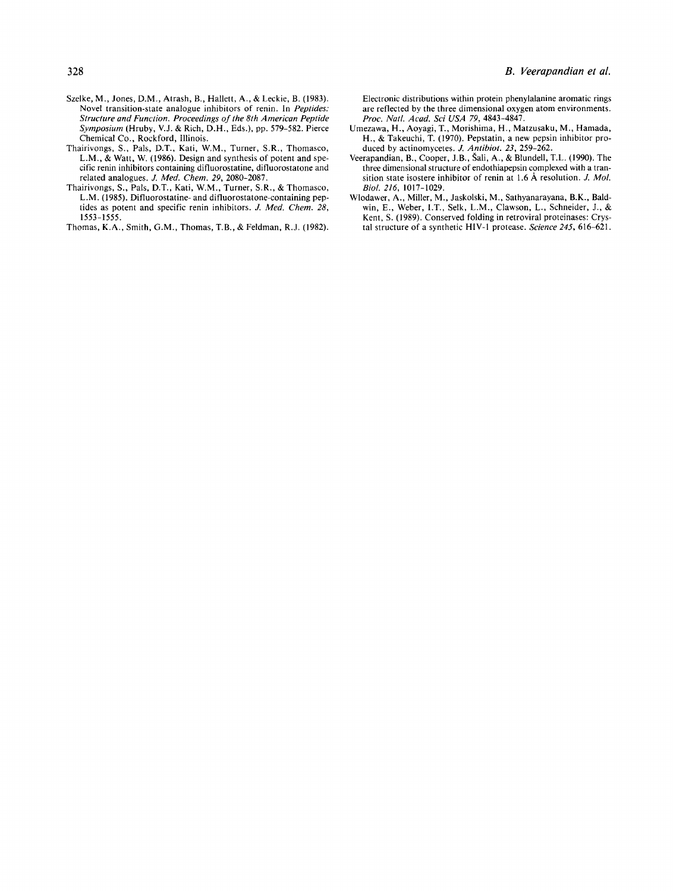Szelke, M., Jones, D.M., Atrash, B., Hallett, A., & Leckie, B. (1983). Novel transition-state analogue inhibitors of renin. In *Peptides: Structure and Function. Proceedings of the 8th American Peptide Symposium* (Hruby, V.J. & Rich, D.H., Eds.), pp. 579–582. Pierce Chemical Co., Rockford, Illinois.

Thairivongs, S., Pals, D.T., Kati, W.M., Turner, S.R., Thomasco, L.M., & Watt, W. (1986). Design and synthesis of potent and specific renin inhibitors containing difluorostatine, difluorostatone and related analogues. *J. Med. Chem. 29*, 2080–2087.

Thairivongs, S., Pals, D.T., Kati, W.M., Turner, S.R., & Thomasco, L.M. (1985). Difluorostatine- and difluorostatone-containing peptides as potent and specific renin inhibitors. *J. Med. Chem. 28*, 1553–1555.

Thomas, K.A., Smith, G.M., Thomas, T.B., & Feldman, R.J. (1982). Electronic distributions within protein phenylalanine aromatic rings are reflected by the three dimensional oxygen atom environments. *Proc. Natl. Acad. Sci USA 79*, 4843–4847.

Umezawa, H., Aoyagi, T., Morishima, H., Matzusaku, M., Hamada, H., & Takeuchi, T. (1970). Pepstatin, a new pepsin inhibitor produced by actinomycetes. *J. Antibiot. 23*, 259–262.

Veerapandian, B., Cooper, J.B., Šali, A., & Blundell, T.L. (1990). The three dimensional structure of endothiapepsin complexed with a transition state isostere inhibitor of renin at 1.6 Å resolution. *J. Mol. Biol. 216*, 1017–1029.

Wlodawer, A., Miller, M., Jaskolski, M., Sathyanarayana, B.K., Baldwin, E., Weber, I.T., Selk, L.M., Clawson, L., Schneider, J., & Kent, S. (1989). Conserved folding in retroviral proteinases: Crystal structure of a synthetic HIV-1 protease. *Science 245*, 616–621.